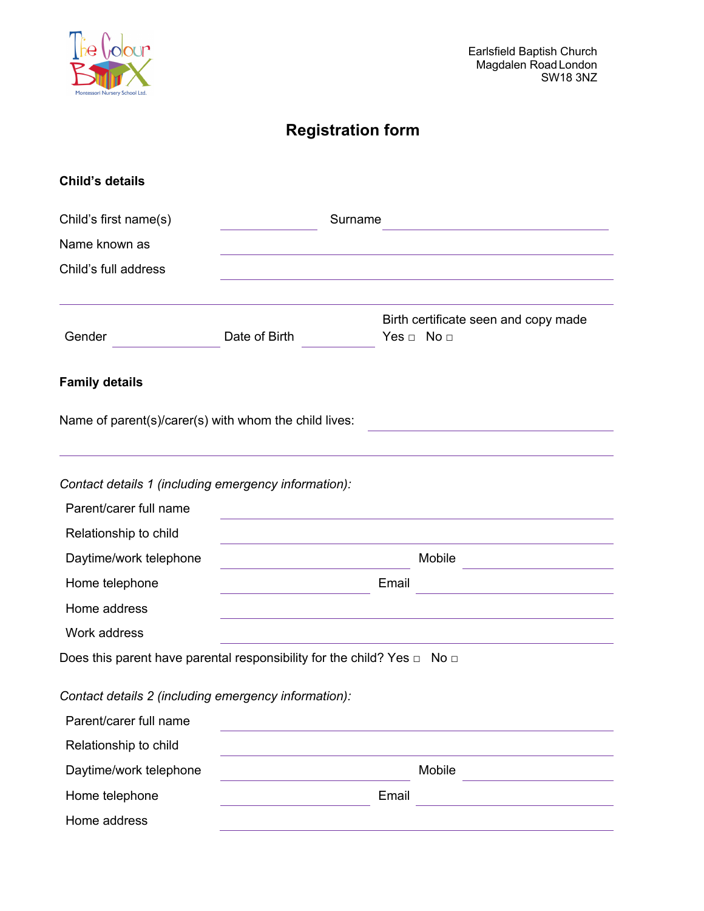The Colour Box Montessori Nursery School Ltd.

Earlsfield Baptish Church
Magdalen Road London
SW18 3NZ

# Registration form

## Child's details

Child's first name(s) ____________ Surname ____________

Name known as ____________

Child's full address ____________

____________

Gender ____________ Date of Birth ____________ Birth certificate seen and copy made Yes ◻ No ◻

## Family details

Name of parent(s)/carer(s) with whom the child lives: ____________

____________

*Contact details 1 (including emergency information):*

Parent/carer full name ____________

Relationship to child ____________

Daytime/work telephone ____________ Mobile ____________

Home telephone ____________ Email ____________

Home address ____________

Work address ____________

Does this parent have parental responsibility for the child? Yes ◻ No ◻

*Contact details 2 (including emergency information):*

Parent/carer full name ____________

Relationship to child ____________

Daytime/work telephone ____________ Mobile ____________

Home telephone ____________ Email ____________

Home address ____________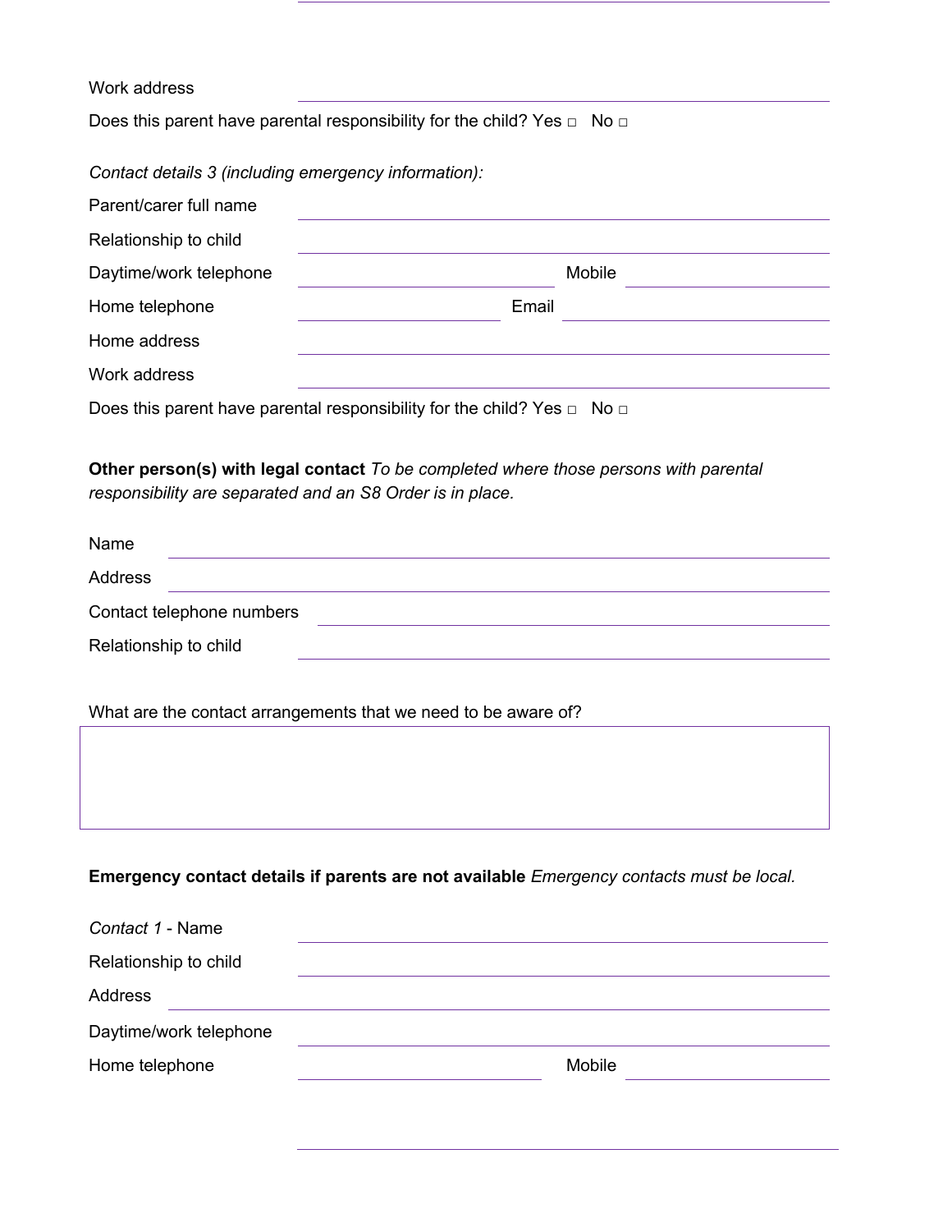Work address ____________________

Does this parent have parental responsibility for the child? Yes □ No □

*Contact details 3 (including emergency information):*

Parent/carer full name ____________________

Relationship to child ____________________

Daytime/work telephone ____________________ Mobile ____________________

Home telephone ____________________ Email ____________________

Home address ____________________

Work address ____________________

Does this parent have parental responsibility for the child? Yes □ No □

**Other person(s) with legal contact** *To be completed where those persons with parental responsibility are separated and an S8 Order is in place.*

Name ____________________

Address ____________________

Contact telephone numbers ____________________

Relationship to child ____________________

What are the contact arrangements that we need to be aware of?

| |
|---|
| |

**Emergency contact details if parents are not available** *Emergency contacts must be local.*

*Contact 1* - Name ____________________

Relationship to child ____________________

Address ____________________

Daytime/work telephone ____________________

Home telephone ____________________ Mobile ____________________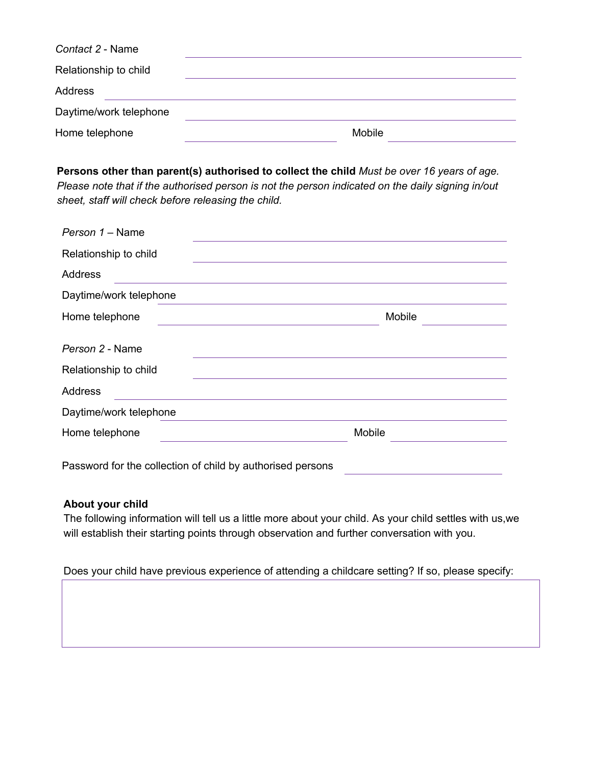*Contact 2* - Name ______________________________

Relationship to child ______________________________

Address ______________________________

Daytime/work telephone ______________________________

Home telephone ____________________ Mobile ____________________

**Persons other than parent(s) authorised to collect the child** *Must be over 16 years of age. Please note that if the authorised person is not the person indicated on the daily signing in/out sheet, staff will check before releasing the child.*

*Person 1* – Name ______________________________

Relationship to child ______________________________

Address ______________________________

Daytime/work telephone ______________________________

Home telephone ____________________ Mobile ____________________

*Person 2* - Name ______________________________

Relationship to child ______________________________

Address ______________________________

Daytime/work telephone ______________________________

Home telephone ____________________ Mobile ____________________

Password for the collection of child by authorised persons ____________________

**About your child**

The following information will tell us a little more about your child. As your child settles with us,we will establish their starting points through observation and further conversation with you.

Does your child have previous experience of attending a childcare setting? If so, please specify:

| |
|---|
| |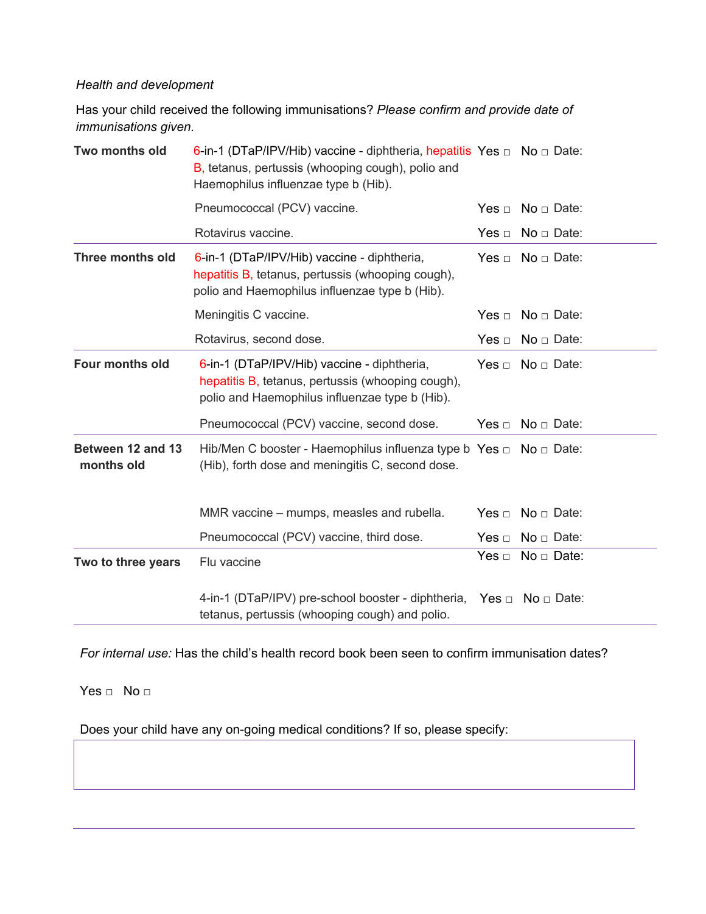*Health and development*

Has your child received the following immunisations? *Please confirm and provide date of immunisations given.*

| | | | | |
|---|---|---|---|---|
| **Two months old** | 6-in-1 (DTaP/IPV/Hib) vaccine - diphtheria, hepatitis B, tetanus, pertussis (whooping cough), polio and Haemophilus influenzae type b (Hib). | Yes □ | No □ | Date: |
| | Pneumococcal (PCV) vaccine. | Yes □ | No □ | Date: |
| | Rotavirus vaccine. | Yes □ | No □ | Date: |
| **Three months old** | 6-in-1 (DTaP/IPV/Hib) vaccine - diphtheria, hepatitis B, tetanus, pertussis (whooping cough), polio and Haemophilus influenzae type b (Hib). | Yes □ | No □ | Date: |
| | Meningitis C vaccine. | Yes □ | No □ | Date: |
| | Rotavirus, second dose. | Yes □ | No □ | Date: |
| **Four months old** | 6-in-1 (DTaP/IPV/Hib) vaccine - diphtheria, hepatitis B, tetanus, pertussis (whooping cough), polio and Haemophilus influenzae type b (Hib). | Yes □ | No □ | Date: |
| | Pneumococcal (PCV) vaccine, second dose. | Yes □ | No □ | Date: |
| **Between 12 and 13 months old** | Hib/Men C booster - Haemophilus influenza type b (Hib), forth dose and meningitis C, second dose. | Yes □ | No □ | Date: |
| | MMR vaccine – mumps, measles and rubella. | Yes □ | No □ | Date: |
| | Pneumococcal (PCV) vaccine, third dose. | Yes □ | No □ | Date: |
| **Two to three years** | Flu vaccine | Yes □ | No □ | Date: |
| | 4-in-1 (DTaP/IPV) pre-school booster - diphtheria, tetanus, pertussis (whooping cough) and polio. | Yes □ | No □ | Date: |

*For internal use:* Has the child's health record book been seen to confirm immunisation dates?

Yes □ No □

Does your child have any on-going medical conditions? If so, please specify:

| |
|---|
| |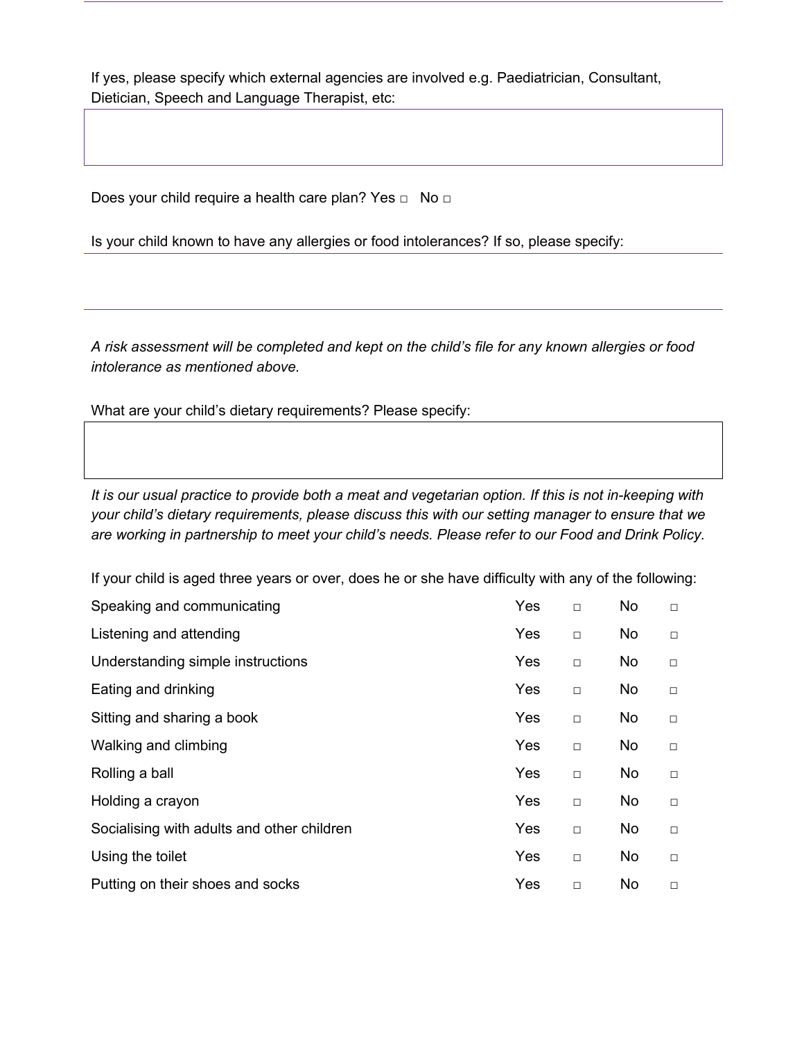If yes, please specify which external agencies are involved e.g. Paediatrician, Consultant, Dietician, Speech and Language Therapist, etc:

Does your child require a health care plan? Yes □ No □

Is your child known to have any allergies or food intolerances? If so, please specify:

*A risk assessment will be completed and kept on the child's file for any known allergies or food intolerance as mentioned above.*

What are your child's dietary requirements? Please specify:

*It is our usual practice to provide both a meat and vegetarian option. If this is not in-keeping with your child's dietary requirements, please discuss this with our setting manager to ensure that we are working in partnership to meet your child's needs. Please refer to our Food and Drink Policy.*

If your child is aged three years or over, does he or she have difficulty with any of the following:

| | | | | |
|---|---|---|---|---|
| Speaking and communicating | Yes | □ | No | □ |
| Listening and attending | Yes | □ | No | □ |
| Understanding simple instructions | Yes | □ | No | □ |
| Eating and drinking | Yes | □ | No | □ |
| Sitting and sharing a book | Yes | □ | No | □ |
| Walking and climbing | Yes | □ | No | □ |
| Rolling a ball | Yes | □ | No | □ |
| Holding a crayon | Yes | □ | No | □ |
| Socialising with adults and other children | Yes | □ | No | □ |
| Using the toilet | Yes | □ | No | □ |
| Putting on their shoes and socks | Yes | □ | No | □ |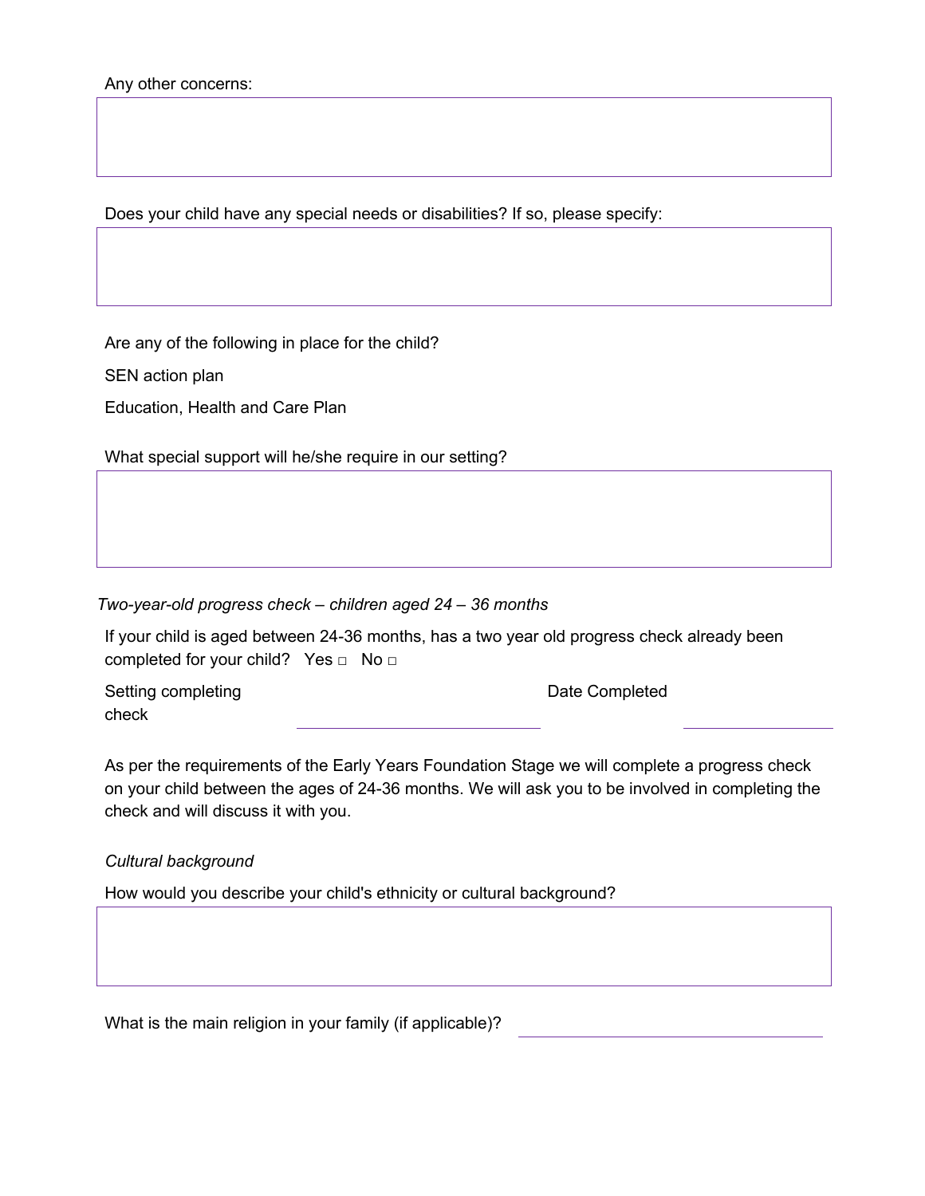Any other concerns:

Does your child have any special needs or disabilities? If so, please specify:

Are any of the following in place for the child?

SEN action plan

Education, Health and Care Plan

What special support will he/she require in our setting?

*Two-year-old progress check – children aged 24 – 36 months*

If your child is aged between 24-36 months, has a two year old progress check already been completed for your child? Yes □ No □

Setting completing check ______________________ Date Completed ______________

As per the requirements of the Early Years Foundation Stage we will complete a progress check on your child between the ages of 24-36 months. We will ask you to be involved in completing the check and will discuss it with you.

*Cultural background*

How would you describe your child's ethnicity or cultural background?

What is the main religion in your family (if applicable)? ______________________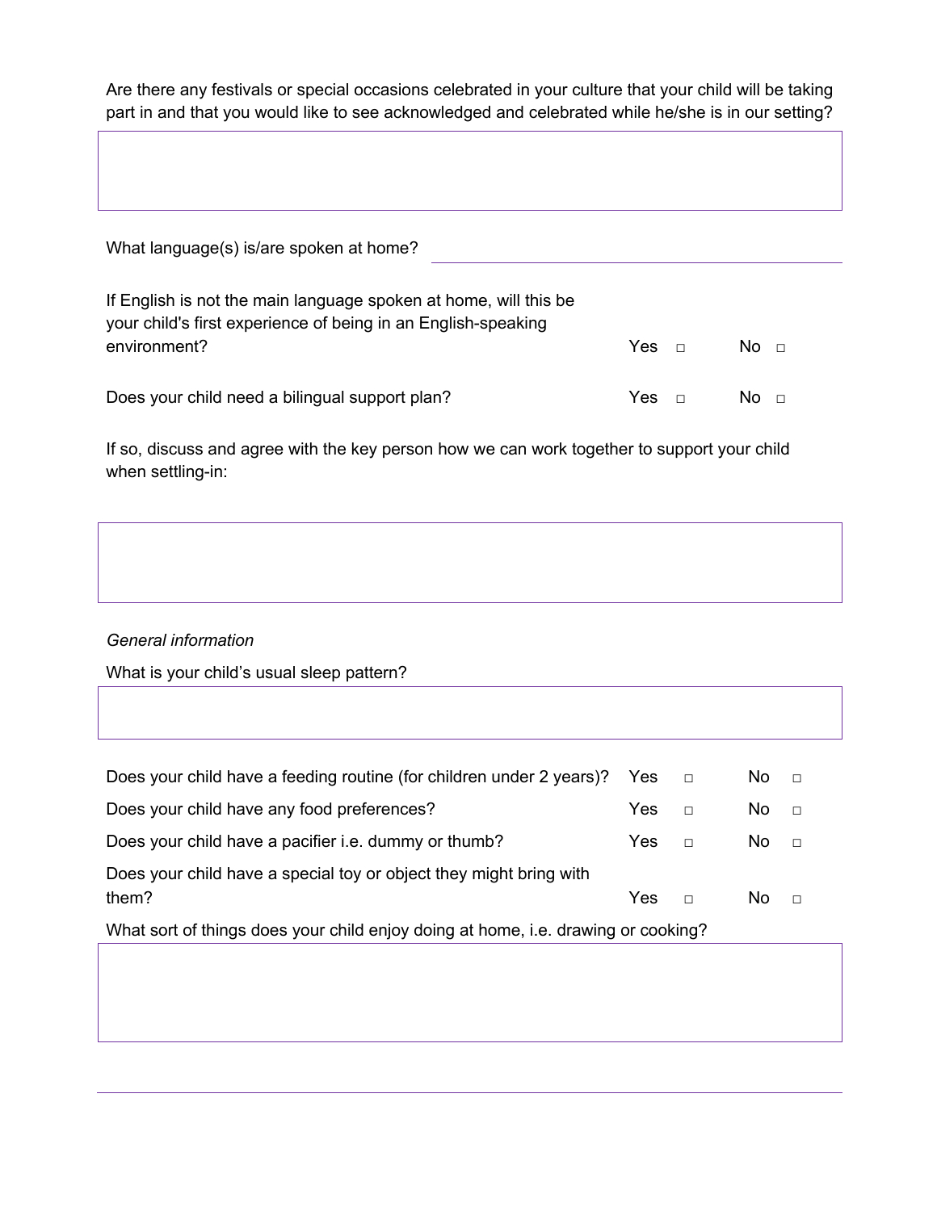Are there any festivals or special occasions celebrated in your culture that your child will be taking part in and that you would like to see acknowledged and celebrated while he/she is in our setting?

What language(s) is/are spoken at home? ______________________________

If English is not the main language spoken at home, will this be your child's first experience of being in an English-speaking environment? Yes □ No □

Does your child need a bilingual support plan? Yes □ No □

If so, discuss and agree with the key person how we can work together to support your child when settling-in:

*General information*

What is your child's usual sleep pattern?

| | | |
|---|---|---|
| Does your child have a feeding routine (for children under 2 years)? | Yes □ | No □ |
| Does your child have any food preferences? | Yes □ | No □ |
| Does your child have a pacifier i.e. dummy or thumb? | Yes □ | No □ |
| Does your child have a special toy or object they might bring with them? | Yes □ | No □ |

What sort of things does your child enjoy doing at home, i.e. drawing or cooking?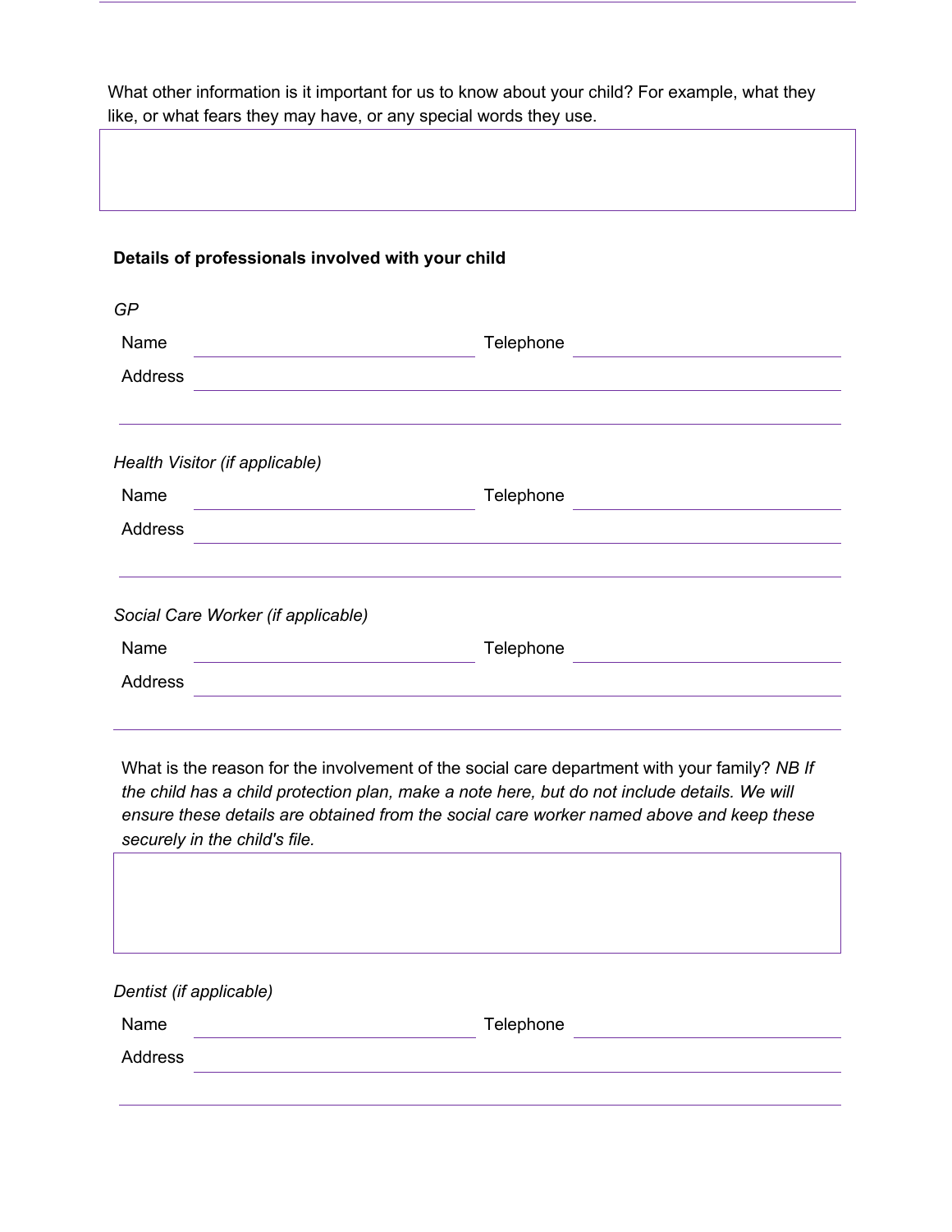What other information is it important for us to know about your child? For example, what they like, or what fears they may have, or any special words they use.

**Details of professionals involved with your child**

*GP*

Name ____________________ Telephone ____________________

Address ______________________________________________

______________________________________________

*Health Visitor (if applicable)*

Name ____________________ Telephone ____________________

Address ______________________________________________

______________________________________________

*Social Care Worker (if applicable)*

Name ____________________ Telephone ____________________

Address ______________________________________________

______________________________________________

What is the reason for the involvement of the social care department with your family? *NB If the child has a child protection plan, make a note here, but do not include details. We will ensure these details are obtained from the social care worker named above and keep these securely in the child's file.*

*Dentist (if applicable)*

Name ____________________ Telephone ____________________

Address ______________________________________________

______________________________________________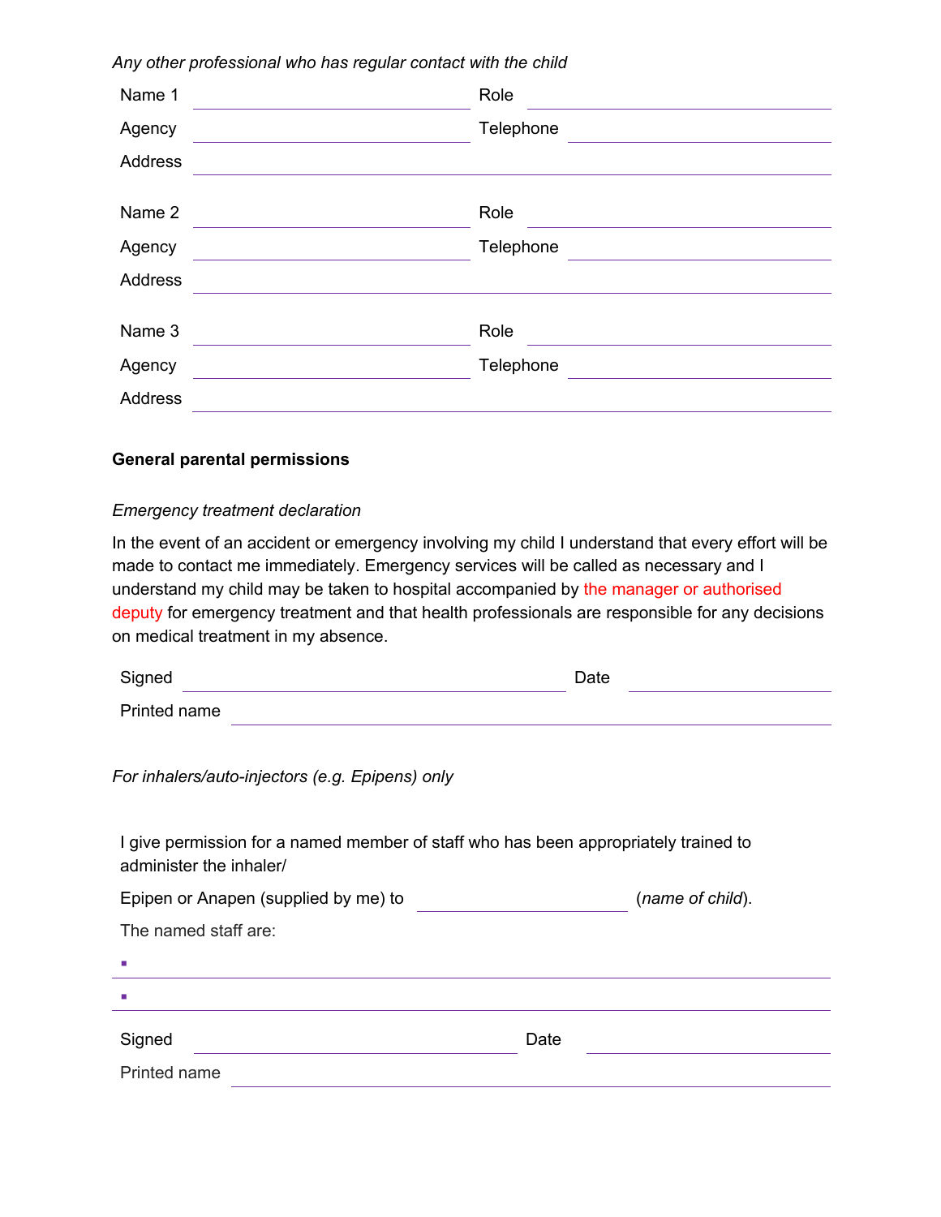*Any other professional who has regular contact with the child*

| | | | |
|---|---|---|---|
| Name 1 | | Role | |
| Agency | | Telephone | |
| Address | | | |

| | | | |
|---|---|---|---|
| Name 2 | | Role | |
| Agency | | Telephone | |
| Address | | | |

| | | | |
|---|---|---|---|
| Name 3 | | Role | |
| Agency | | Telephone | |
| Address | | | |

**General parental permissions**

*Emergency treatment declaration*

In the event of an accident or emergency involving my child I understand that every effort will be made to contact me immediately. Emergency services will be called as necessary and I understand my child may be taken to hospital accompanied by the manager or authorised deputy for emergency treatment and that health professionals are responsible for any decisions on medical treatment in my absence.

Signed ______________________ Date ______________

Printed name ______________________

*For inhalers/auto-injectors (e.g. Epipens) only*

I give permission for a named member of staff who has been appropriately trained to administer the inhaler/

Epipen or Anapen (supplied by me) to ______________ (*name of child*).

The named staff are:

- ______________________
- ______________________

Signed ______________________ Date ______________

Printed name ______________________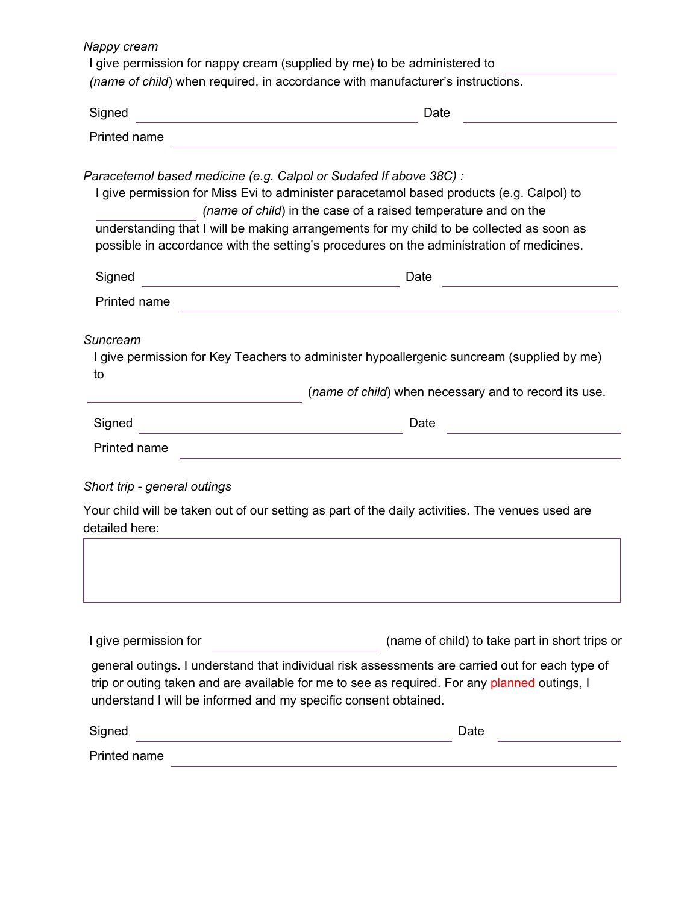*Nappy cream*

I give permission for nappy cream (supplied by me) to be administered to ____________ *(name of child*) when required, in accordance with manufacturer's instructions.

Signed ______________________________ Date ______________

Printed name ______________________________________________

*Paracetemol based medicine (e.g. Calpol or Sudafed If above 38C) :*

I give permission for Miss Evi to administer paracetamol based products (e.g. Calpol) to ____________ *(name of child*) in the case of a raised temperature and on the understanding that I will be making arrangements for my child to be collected as soon as possible in accordance with the setting's procedures on the administration of medicines.

Signed ______________________________ Date ______________

Printed name ______________________________________________

*Suncream*

I give permission for Key Teachers to administer hypoallergenic suncream (supplied by me) to ______________________ (*name of child*) when necessary and to record its use.

Signed ______________________________ Date ______________

Printed name ______________________________________________

*Short trip - general outings*

Your child will be taken out of our setting as part of the daily activities. The venues used are detailed here:

| |
|---|
| |

I give permission for ____________________ (name of child) to take part in short trips or general outings. I understand that individual risk assessments are carried out for each type of trip or outing taken and are available for me to see as required. For any planned outings, I understand I will be informed and my specific consent obtained.

Signed ______________________________ Date ______________

Printed name ______________________________________________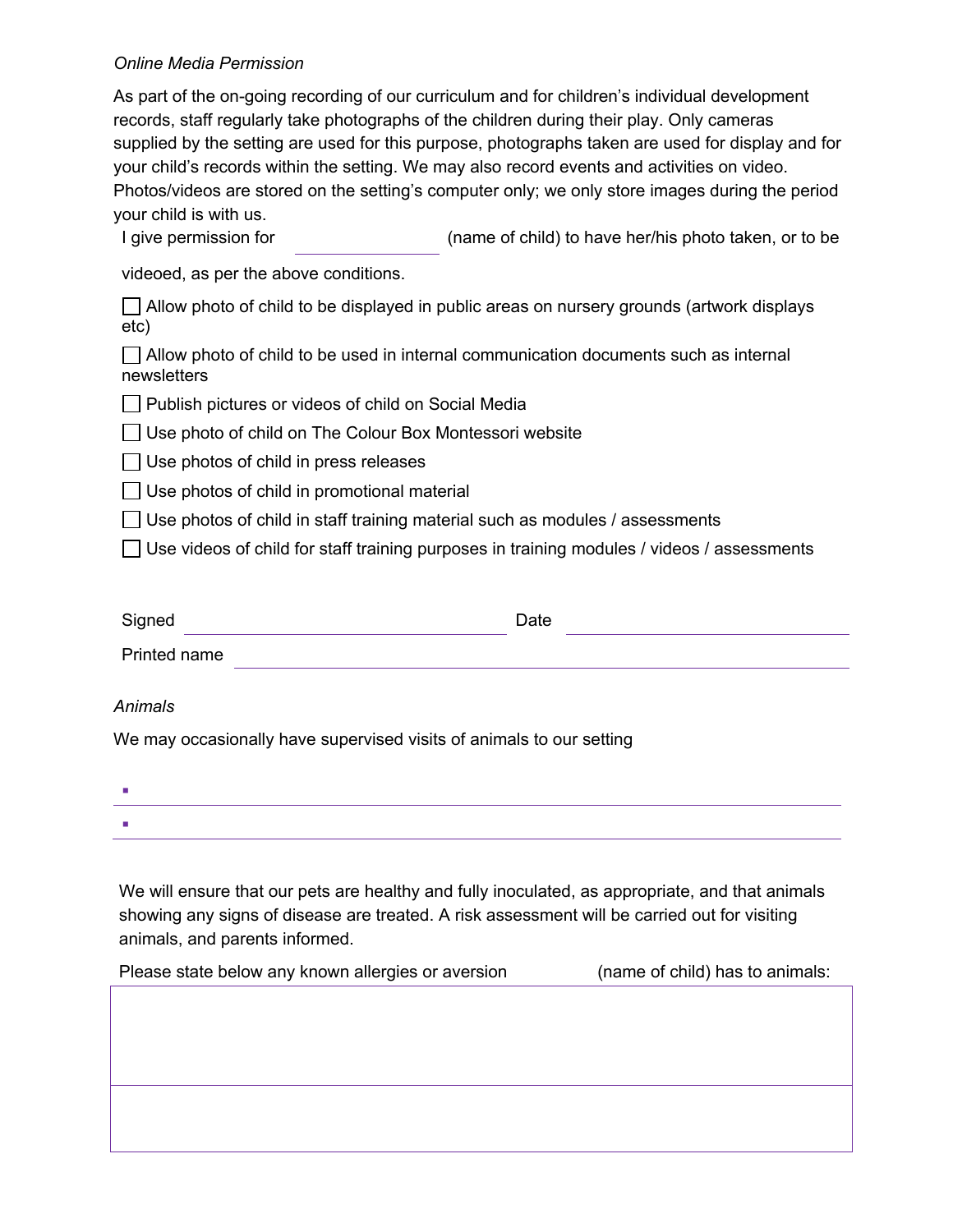*Online Media Permission*

As part of the on-going recording of our curriculum and for children's individual development records, staff regularly take photographs of the children during their play. Only cameras supplied by the setting are used for this purpose, photographs taken are used for display and for your child's records within the setting. We may also record events and activities on video. Photos/videos are stored on the setting's computer only; we only store images during the period your child is with us.

I give permission for ______________ (name of child) to have her/his photo taken, or to be videoed, as per the above conditions.

- [ ] Allow photo of child to be displayed in public areas on nursery grounds (artwork displays etc)
- [ ] Allow photo of child to be used in internal communication documents such as internal newsletters
- [ ] Publish pictures or videos of child on Social Media
- [ ] Use photo of child on The Colour Box Montessori website
- [ ] Use photos of child in press releases
- [ ] Use photos of child in promotional material
- [ ] Use photos of child in staff training material such as modules / assessments
- [ ] Use videos of child for staff training purposes in training modules / videos / assessments

Signed ______________________________ Date ______________________________

Printed name ______________________________

*Animals*

We may occasionally have supervised visits of animals to our setting

- ______________________________
- ______________________________

We will ensure that our pets are healthy and fully inoculated, as appropriate, and that animals showing any signs of disease are treated. A risk assessment will be carried out for visiting animals, and parents informed.

Please state below any known allergies or aversion ______________ (name of child) has to animals:

|  |
|---|
|  |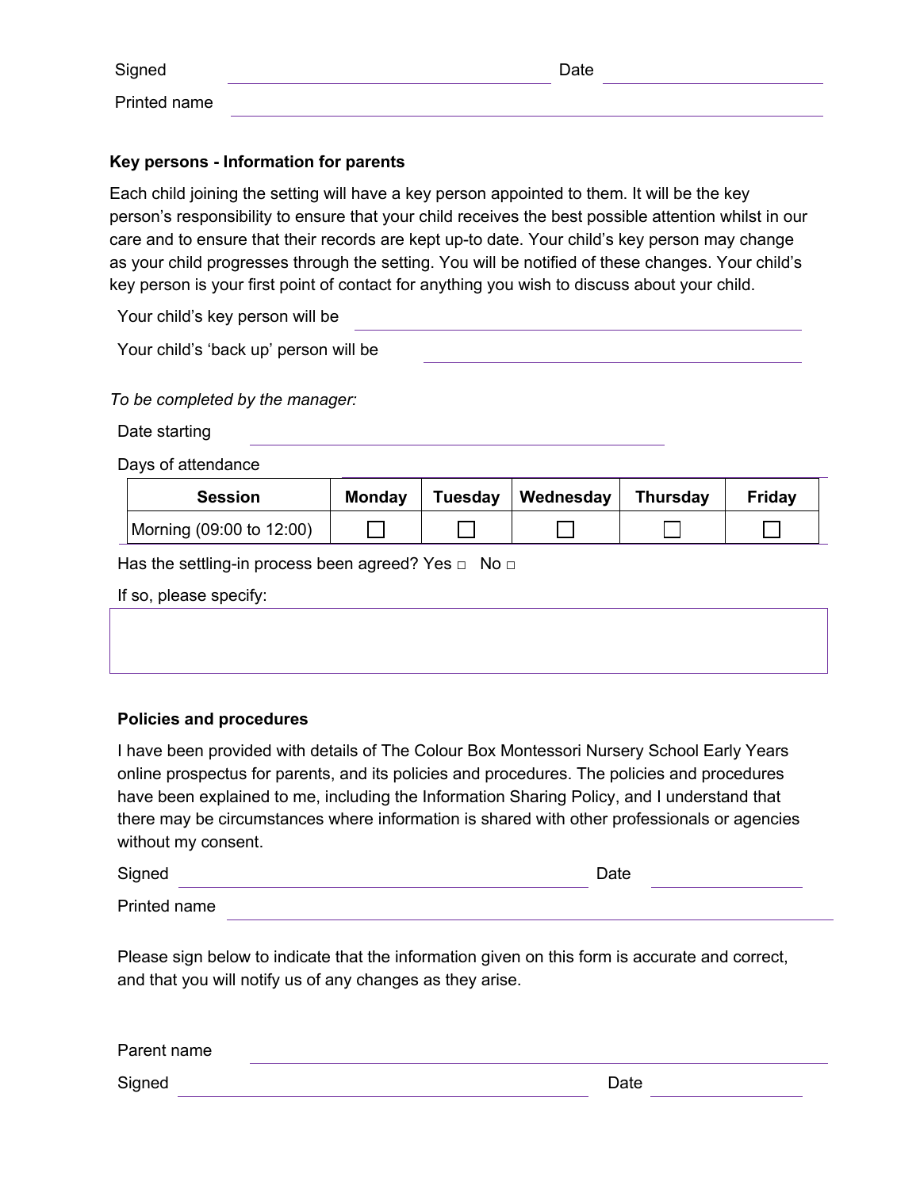Signed \_\_\_\_\_\_\_\_\_\_\_\_\_\_\_\_\_\_\_\_ Date \_\_\_\_\_\_\_\_\_\_\_\_

Printed name \_\_\_\_\_\_\_\_\_\_\_\_\_\_\_\_\_\_\_\_

**Key persons - Information for parents**

Each child joining the setting will have a key person appointed to them. It will be the key person's responsibility to ensure that your child receives the best possible attention whilst in our care and to ensure that their records are kept up-to date. Your child's key person may change as your child progresses through the setting. You will be notified of these changes. Your child's key person is your first point of contact for anything you wish to discuss about your child.

Your child's key person will be \_\_\_\_\_\_\_\_\_\_\_\_\_\_\_\_\_\_\_\_

Your child's 'back up' person will be \_\_\_\_\_\_\_\_\_\_\_\_\_\_\_\_\_\_\_\_

*To be completed by the manager:*

Date starting \_\_\_\_\_\_\_\_\_\_\_\_\_\_\_\_\_\_\_\_

Days of attendance

| Session | Monday | Tuesday | Wednesday | Thursday | Friday |
|---|---|---|---|---|---|
| Morning (09:00 to 12:00) | ☐ | ☐ | ☐ | ☐ | ☐ |

Has the settling-in process been agreed? Yes ☐ No ☐

If so, please specify:

**Policies and procedures**

I have been provided with details of The Colour Box Montessori Nursery School Early Years online prospectus for parents, and its policies and procedures. The policies and procedures have been explained to me, including the Information Sharing Policy, and I understand that there may be circumstances where information is shared with other professionals or agencies without my consent.

Signed \_\_\_\_\_\_\_\_\_\_\_\_\_\_\_\_\_\_\_\_ Date \_\_\_\_\_\_\_\_\_\_\_\_

Printed name \_\_\_\_\_\_\_\_\_\_\_\_\_\_\_\_\_\_\_\_

Please sign below to indicate that the information given on this form is accurate and correct, and that you will notify us of any changes as they arise.

Parent name \_\_\_\_\_\_\_\_\_\_\_\_\_\_\_\_\_\_\_\_

Signed \_\_\_\_\_\_\_\_\_\_\_\_\_\_\_\_\_\_\_\_ Date \_\_\_\_\_\_\_\_\_\_\_\_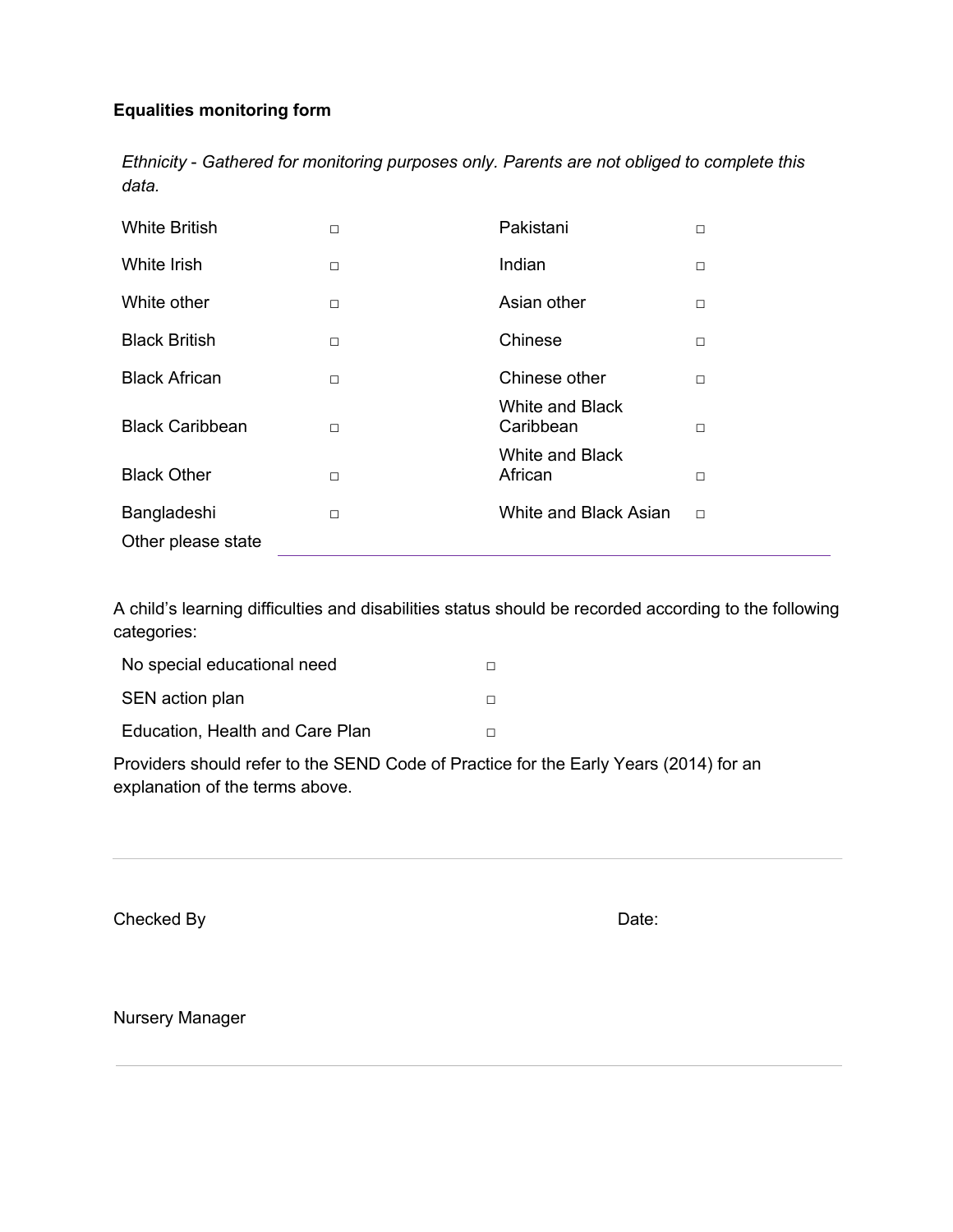**Equalities monitoring form**

*Ethnicity - Gathered for monitoring purposes only. Parents are not obliged to complete this data.*

| | | | |
|---|---|---|---|
| White British | □ | Pakistani | □ |
| White Irish | □ | Indian | □ |
| White other | □ | Asian other | □ |
| Black British | □ | Chinese | □ |
| Black African | □ | Chinese other | □ |
| Black Caribbean | □ | White and Black Caribbean | □ |
| Black Other | □ | White and Black African | □ |
| Bangladeshi | □ | White and Black Asian | □ |

Other please state ______________________________

A child's learning difficulties and disabilities status should be recorded according to the following categories:

| | |
|---|---|
| No special educational need | □ |
| SEN action plan | □ |
| Education, Health and Care Plan | □ |

Providers should refer to the SEND Code of Practice for the Early Years (2014) for an explanation of the terms above.

---

Checked By

Date:

Nursery Manager

---